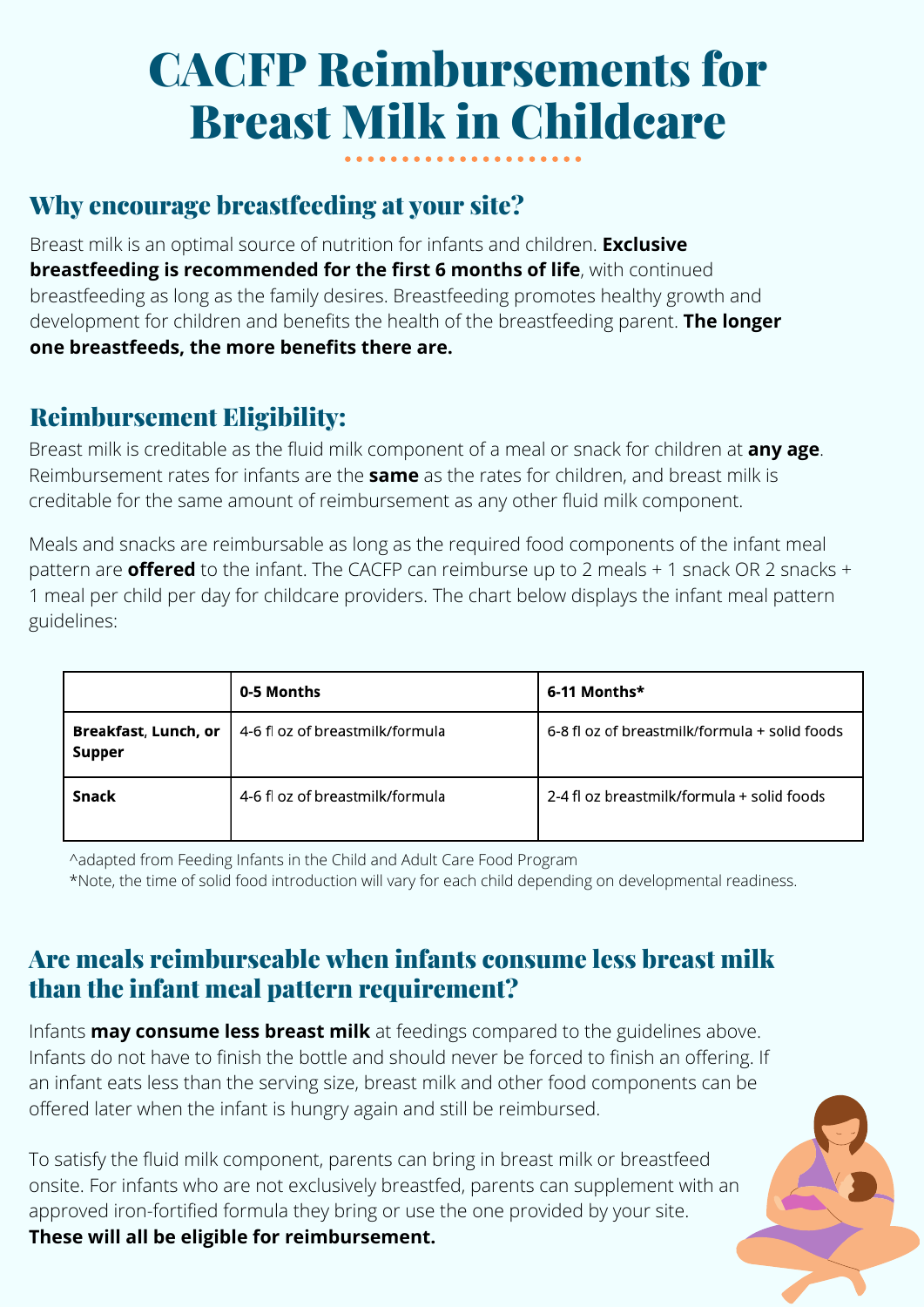# CACFP Reimbursements for Breast Milk in Childcare

## Why encourage breastfeeding at your site?

Breast milk is an optimal source of nutrition for infants and children. **Exclusive breastfeeding is recommended for the first 6 months of life**, with continued breastfeeding as long as the family desires. Breastfeeding promotes healthy growth and development for children and benefits the health of the breastfeeding parent. **The longer one breastfeeds, the more benefits there are.**

## Reimbursement Eligibility:

Breast milk is creditable as the fluid milk component of a meal or snack for children at **any age**. Reimbursement rates for infants are the **same** as the rates for children, and breast milk is creditable for the same amount of reimbursement as any other fluid milk component.

Meals and snacks are reimbursable as long as the required food components of the infant meal pattern are **offered** to the infant. The CACFP can reimburse up to 2 meals + 1 snack OR 2 snacks + 1 meal per child per day for childcare providers. The chart below displays the infant meal pattern guidelines:

| | 0-5 Months | 6-11 Months* |
|---|---|---|
| **Breakfast, Lunch, or Supper** | 4-6 fl oz of breastmilk/formula | 6-8 fl oz of breastmilk/formula + solid foods |
| **Snack** | 4-6 fl oz of breastmilk/formula | 2-4 fl oz breastmilk/formula + solid foods |

^adapted from Feeding Infants in the Child and Adult Care Food Program
*Note, the time of solid food introduction will vary for each child depending on developmental readiness.

## Are meals reimburseable when infants consume less breast milk than the infant meal pattern requirement?

Infants **may consume less breast milk** at feedings compared to the guidelines above. Infants do not have to finish the bottle and should never be forced to finish an offering. If an infant eats less than the serving size, breast milk and other food components can be offered later when the infant is hungry again and still be reimbursed.

To satisfy the fluid milk component, parents can bring in breast milk or breastfeed onsite. For infants who are not exclusively breastfed, parents can supplement with an approved iron-fortified formula they bring or use the one provided by your site. **These will all be eligible for reimbursement.**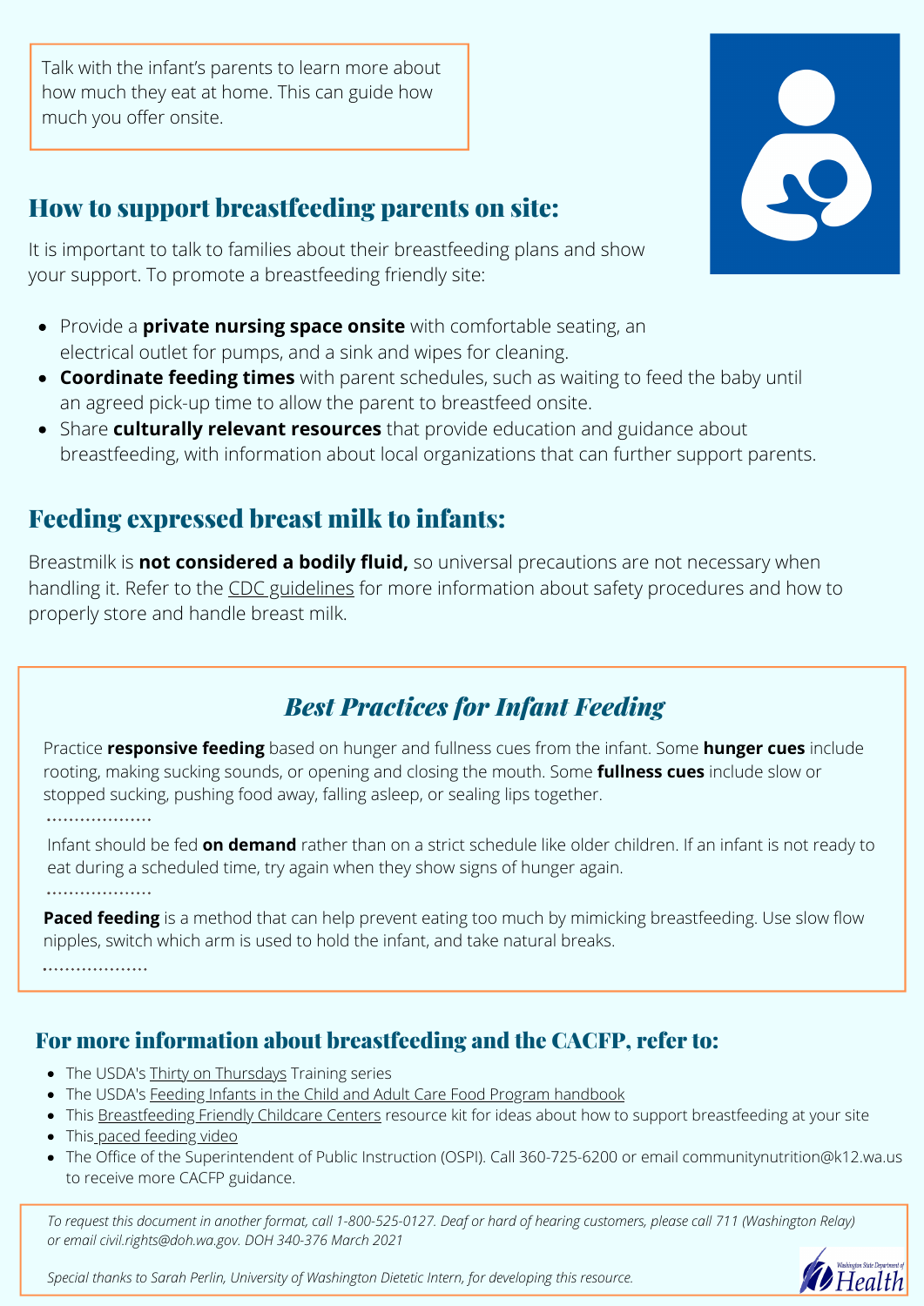Talk with the infant's parents to learn more about how much they eat at home. This can guide how much you offer onsite.

## How to support breastfeeding parents on site:

It is important to talk to families about their breastfeeding plans and show your support. To promote a breastfeeding friendly site:

- Provide a **private nursing space onsite** with comfortable seating, an electrical outlet for pumps, and a sink and wipes for cleaning.
- **Coordinate feeding times** with parent schedules, such as waiting to feed the baby until an agreed pick-up time to allow the parent to breastfeed onsite.
- Share **culturally relevant resources** that provide education and guidance about breastfeeding, with information about local organizations that can further support parents.

## Feeding expressed breast milk to infants:

Breastmilk is **not considered a bodily fluid,** so universal precautions are not necessary when handling it. Refer to the CDC guidelines for more information about safety procedures and how to properly store and handle breast milk.

## *Best Practices for Infant Feeding*

Practice **responsive feeding** based on hunger and fullness cues from the infant. Some **hunger cues** include rooting, making sucking sounds, or opening and closing the mouth. Some **fullness cues** include slow or stopped sucking, pushing food away, falling asleep, or sealing lips together.

Infant should be fed **on demand** rather than on a strict schedule like older children. If an infant is not ready to eat during a scheduled time, try again when they show signs of hunger again.

**Paced feeding** is a method that can help prevent eating too much by mimicking breastfeeding. Use slow flow nipples, switch which arm is used to hold the infant, and take natural breaks.

## For more information about breastfeeding and the CACFP, refer to:

- The USDA's Thirty on Thursdays Training series
- The USDA's Feeding Infants in the Child and Adult Care Food Program handbook
- This Breastfeeding Friendly Childcare Centers resource kit for ideas about how to support breastfeeding at your site
- This paced feeding video
- The Office of the Superintendent of Public Instruction (OSPI). Call 360-725-6200 or email communitynutrition@k12.wa.us to receive more CACFP guidance.

*To request this document in another format, call 1-800-525-0127. Deaf or hard of hearing customers, please call 711 (Washington Relay) or email civil.rights@doh.wa.gov. DOH 340-376 March 2021*

*Special thanks to Sarah Perlin, University of Washington Dietetic Intern, for developing this resource.*

Washington State Department of Health